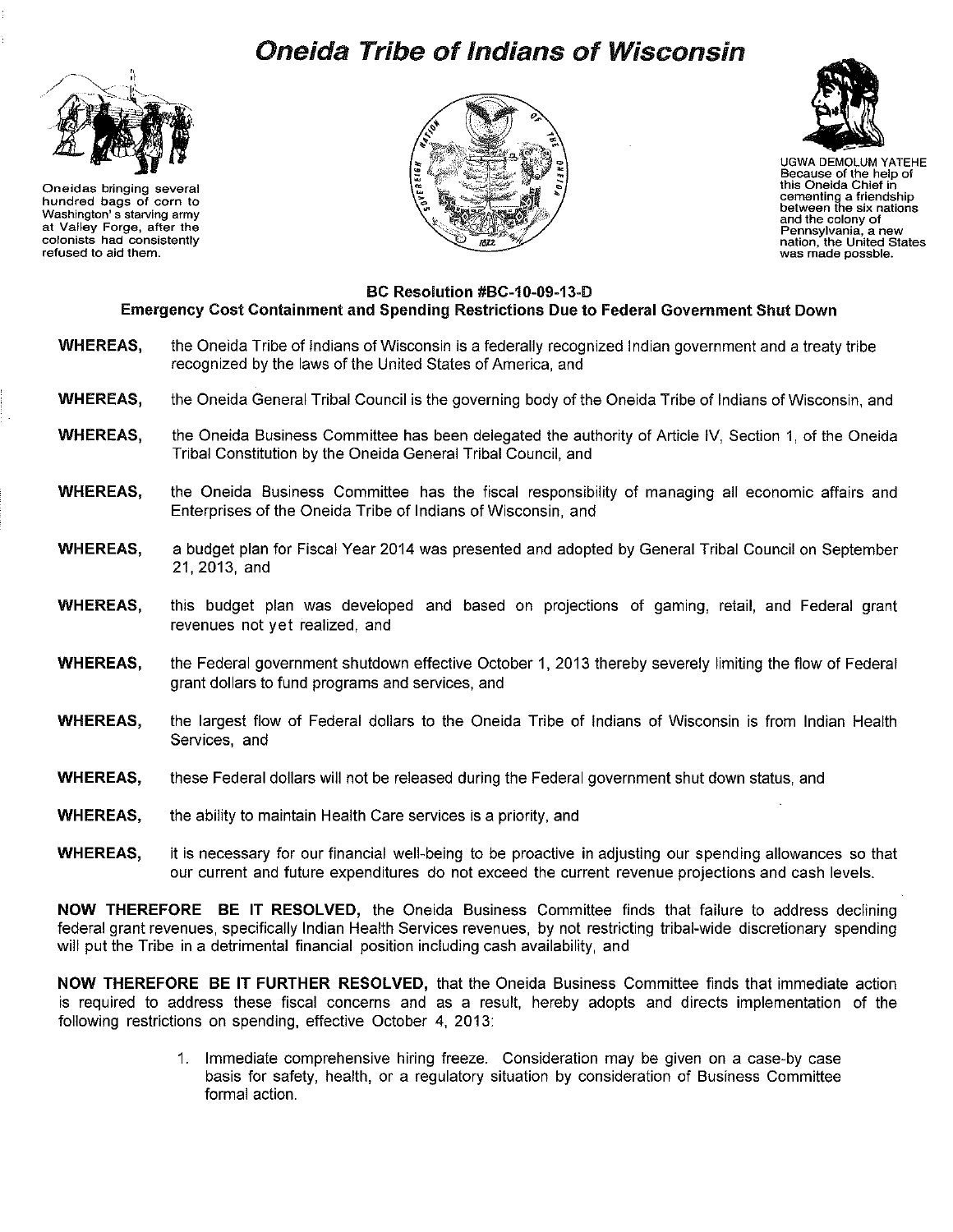# Oneida Tribe of Indians of Wisconsin

Oneidas bringing several hundred bags of corn to Washington's starving army at Valley Forge, after the colonists had consistently refused to aid them.

UGWA DEMOLUM YATEHE Because of the help of this Oneida Chief in cementing a friendship between the six nations and the colony of Pennsylvania, a new nation, the United States was made possble.

## BC Resolution #BC-10-09-13-D
## Emergency Cost Containment and Spending Restrictions Due to Federal Government Shut Down

**WHEREAS,** the Oneida Tribe of Indians of Wisconsin is a federally recognized Indian government and a treaty tribe recognized by the laws of the United States of America, and

**WHEREAS,** the Oneida General Tribal Council is the governing body of the Oneida Tribe of Indians of Wisconsin, and

**WHEREAS,** the Oneida Business Committee has been delegated the authority of Article IV, Section 1, of the Oneida Tribal Constitution by the Oneida General Tribal Council, and

**WHEREAS,** the Oneida Business Committee has the fiscal responsibility of managing all economic affairs and Enterprises of the Oneida Tribe of Indians of Wisconsin, and

**WHEREAS,** a budget plan for Fiscal Year 2014 was presented and adopted by General Tribal Council on September 21, 2013, and

**WHEREAS,** this budget plan was developed and based on projections of gaming, retail, and Federal grant revenues not yet realized, and

**WHEREAS,** the Federal government shutdown effective October 1, 2013 thereby severely limiting the flow of Federal grant dollars to fund programs and services, and

**WHEREAS,** the largest flow of Federal dollars to the Oneida Tribe of Indians of Wisconsin is from Indian Health Services, and

**WHEREAS,** these Federal dollars will not be released during the Federal government shut down status, and

**WHEREAS,** the ability to maintain Health Care services is a priority, and

**WHEREAS,** it is necessary for our financial well-being to be proactive in adjusting our spending allowances so that our current and future expenditures do not exceed the current revenue projections and cash levels.

**NOW THEREFORE BE IT RESOLVED,** the Oneida Business Committee finds that failure to address declining federal grant revenues, specifically Indian Health Services revenues, by not restricting tribal-wide discretionary spending will put the Tribe in a detrimental financial position including cash availability, and

**NOW THEREFORE BE IT FURTHER RESOLVED,** that the Oneida Business Committee finds that immediate action is required to address these fiscal concerns and as a result, hereby adopts and directs implementation of the following restrictions on spending, effective October 4, 2013:

1. Immediate comprehensive hiring freeze. Consideration may be given on a case-by case basis for safety, health, or a regulatory situation by consideration of Business Committee formal action.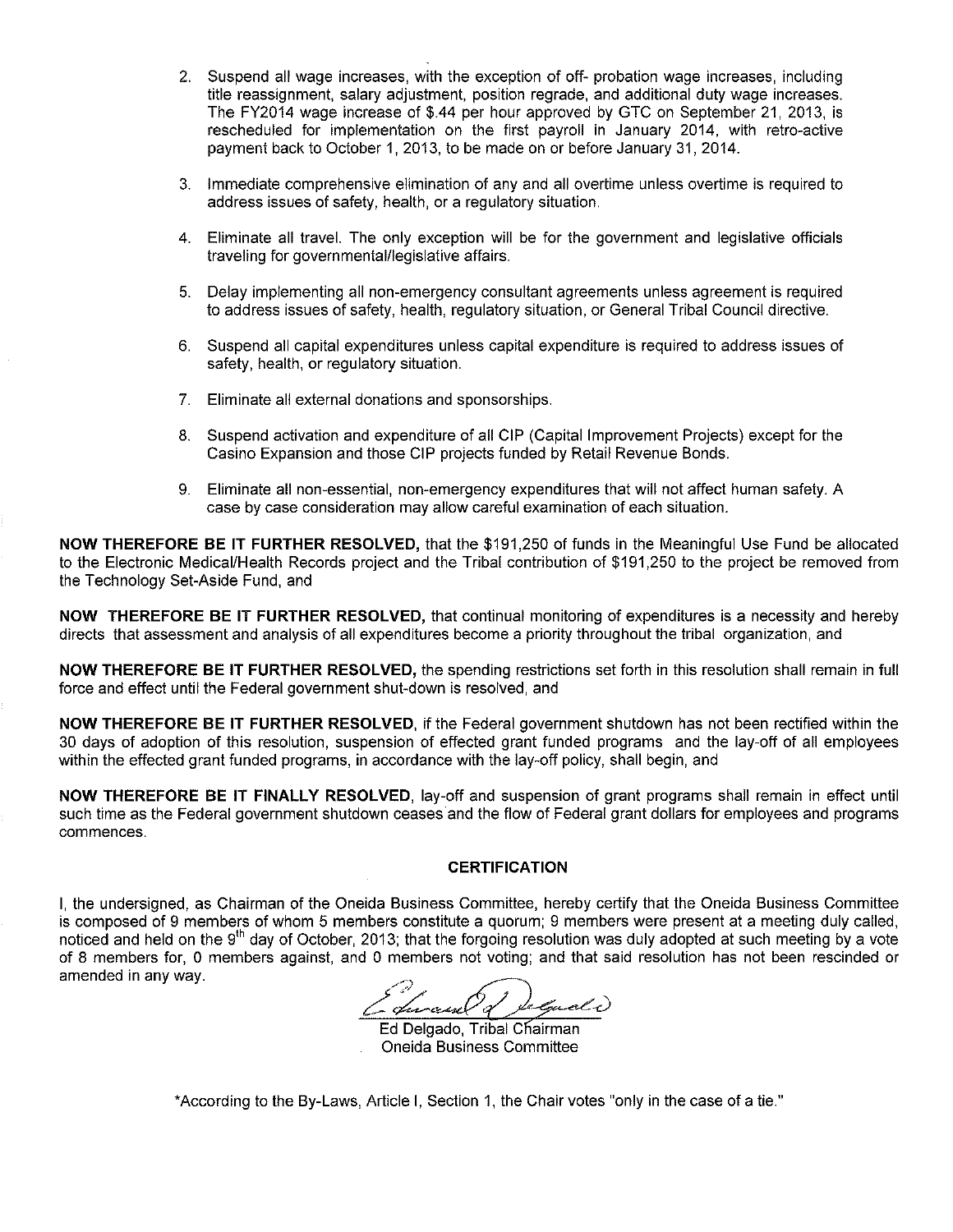2. Suspend all wage increases, with the exception of off- probation wage increases, including title reassignment, salary adjustment, position regrade, and additional duty wage increases. The FY2014 wage increase of $.44 per hour approved by GTC on September 21, 2013, is rescheduled for implementation on the first payroll in January 2014, with retro-active payment back to October 1, 2013, to be made on or before January 31, 2014.

3. Immediate comprehensive elimination of any and all overtime unless overtime is required to address issues of safety, health, or a regulatory situation.

4. Eliminate all travel. The only exception will be for the government and legislative officials traveling for governmental/legislative affairs.

5. Delay implementing all non-emergency consultant agreements unless agreement is required to address issues of safety, health, regulatory situation, or General Tribal Council directive.

6. Suspend all capital expenditures unless capital expenditure is required to address issues of safety, health, or regulatory situation.

7. Eliminate all external donations and sponsorships.

8. Suspend activation and expenditure of all CIP (Capital Improvement Projects) except for the Casino Expansion and those CIP projects funded by Retail Revenue Bonds.

9. Eliminate all non-essential, non-emergency expenditures that will not affect human safety. A case by case consideration may allow careful examination of each situation.

**NOW THEREFORE BE IT FURTHER RESOLVED,** that the $191,250 of funds in the Meaningful Use Fund be allocated to the Electronic Medical/Health Records project and the Tribal contribution of $191,250 to the project be removed from the Technology Set-Aside Fund, and

**NOW THEREFORE BE IT FURTHER RESOLVED,** that continual monitoring of expenditures is a necessity and hereby directs that assessment and analysis of all expenditures become a priority throughout the tribal organization, and

**NOW THEREFORE BE IT FURTHER RESOLVED,** the spending restrictions set forth in this resolution shall remain in full force and effect until the Federal government shut-down is resolved, and

**NOW THEREFORE BE IT FURTHER RESOLVED,** if the Federal government shutdown has not been rectified within the 30 days of adoption of this resolution, suspension of effected grant funded programs and the lay-off of all employees within the effected grant funded programs, in accordance with the lay-off policy, shall begin, and

**NOW THEREFORE BE IT FINALLY RESOLVED,** lay-off and suspension of grant programs shall remain in effect until such time as the Federal government shutdown ceases and the flow of Federal grant dollars for employees and programs commences.

**CERTIFICATION**

I, the undersigned, as Chairman of the Oneida Business Committee, hereby certify that the Oneida Business Committee is composed of 9 members of whom 5 members constitute a quorum; 9 members were present at a meeting duly called, noticed and held on the 9th day of October, 2013; that the forgoing resolution was duly adopted at such meeting by a vote of 8 members for, 0 members against, and 0 members not voting; and that said resolution has not been rescinded or amended in any way.

Ed Delgado, Tribal Chairman
Oneida Business Committee

*According to the By-Laws, Article I, Section 1, the Chair votes "only in the case of a tie."